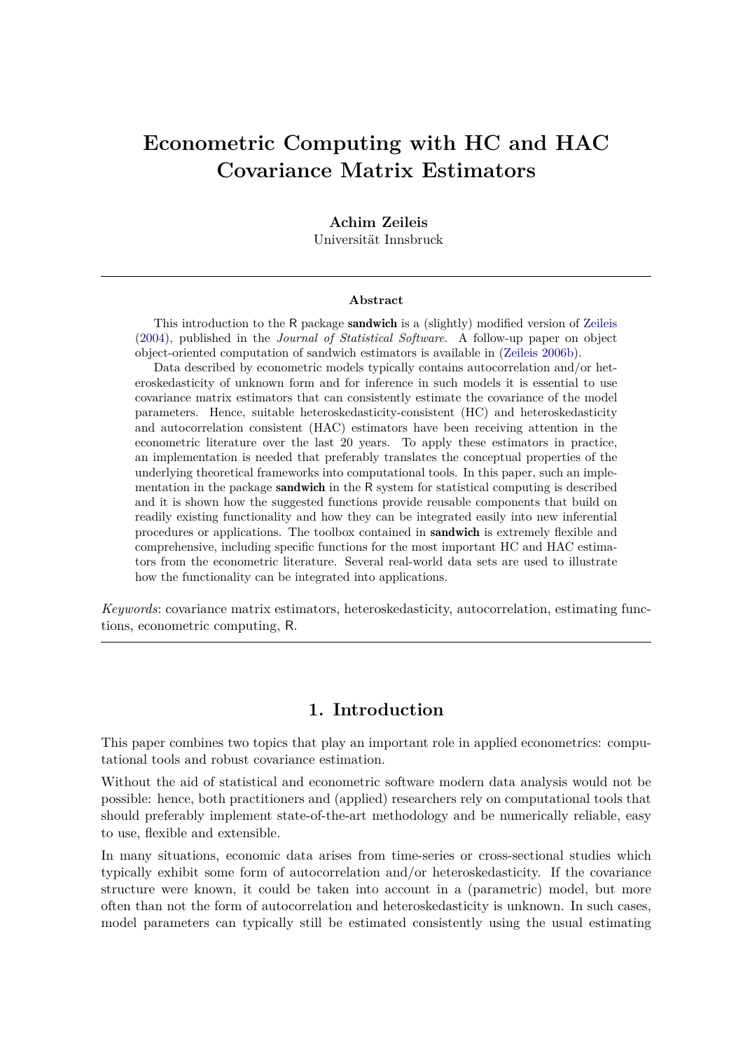# Econometric Computing with HC and HAC Covariance Matrix Estimators

**Achim Zeileis**
Universität Innsbruck

## Abstract

This introduction to the R package **sandwich** is a (slightly) modified version of Zeileis (2004), published in the *Journal of Statistical Software*. A follow-up paper on object object-oriented computation of sandwich estimators is available in (Zeileis 2006b).

Data described by econometric models typically contains autocorrelation and/or heteroskedasticity of unknown form and for inference in such models it is essential to use covariance matrix estimators that can consistently estimate the covariance of the model parameters. Hence, suitable heteroskedasticity-consistent (HC) and heteroskedasticity and autocorrelation consistent (HAC) estimators have been receiving attention in the econometric literature over the last 20 years. To apply these estimators in practice, an implementation is needed that preferably translates the conceptual properties of the underlying theoretical frameworks into computational tools. In this paper, such an implementation in the package **sandwich** in the R system for statistical computing is described and it is shown how the suggested functions provide reusable components that build on readily existing functionality and how they can be integrated easily into new inferential procedures or applications. The toolbox contained in **sandwich** is extremely flexible and comprehensive, including specific functions for the most important HC and HAC estimators from the econometric literature. Several real-world data sets are used to illustrate how the functionality can be integrated into applications.

*Keywords*: covariance matrix estimators, heteroskedasticity, autocorrelation, estimating functions, econometric computing, R.

## 1. Introduction

This paper combines two topics that play an important role in applied econometrics: computational tools and robust covariance estimation.

Without the aid of statistical and econometric software modern data analysis would not be possible: hence, both practitioners and (applied) researchers rely on computational tools that should preferably implement state-of-the-art methodology and be numerically reliable, easy to use, flexible and extensible.

In many situations, economic data arises from time-series or cross-sectional studies which typically exhibit some form of autocorrelation and/or heteroskedasticity. If the covariance structure were known, it could be taken into account in a (parametric) model, but more often than not the form of autocorrelation and heteroskedasticity is unknown. In such cases, model parameters can typically still be estimated consistently using the usual estimating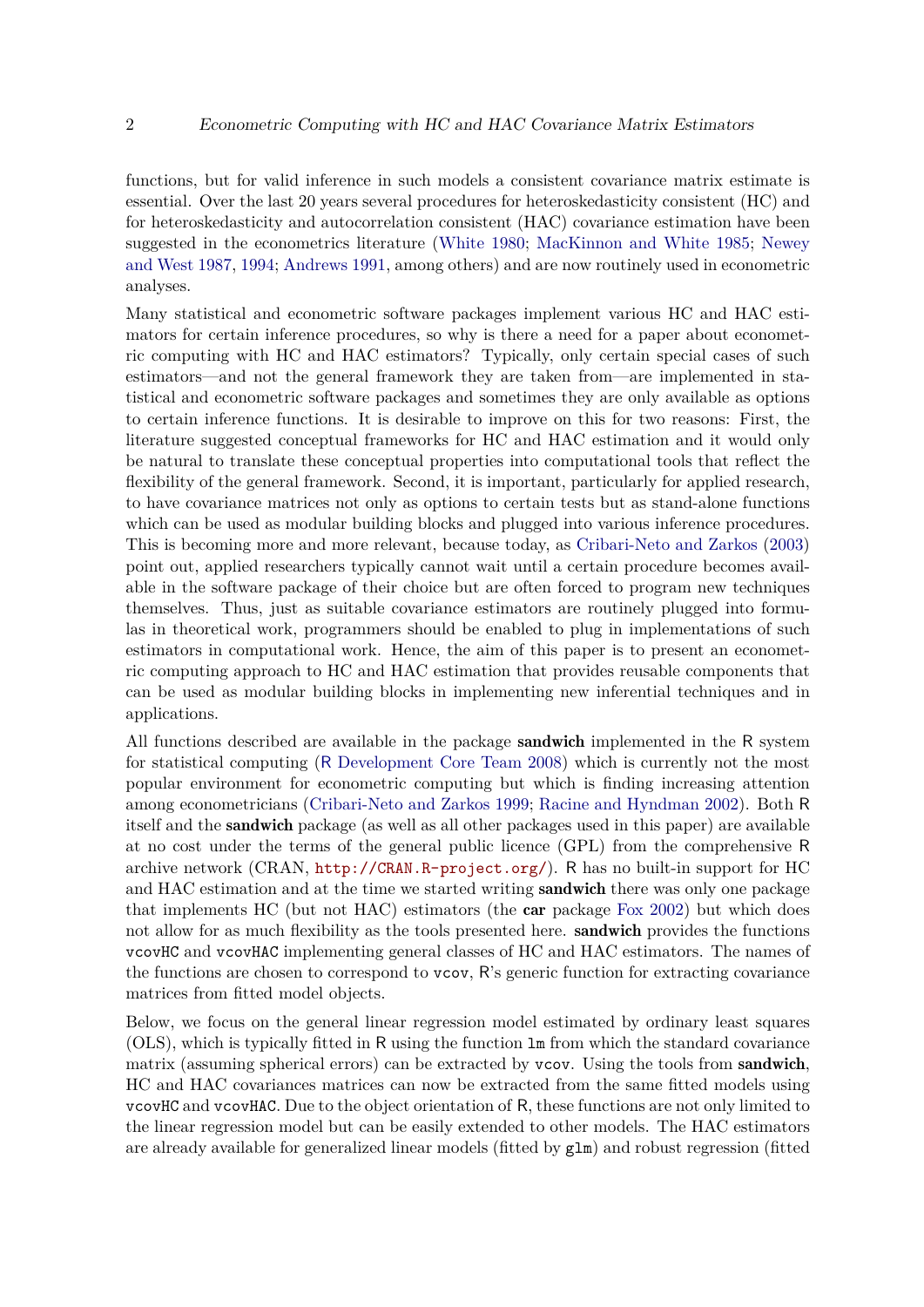functions, but for valid inference in such models a consistent covariance matrix estimate is essential. Over the last 20 years several procedures for heteroskedasticity consistent (HC) and for heteroskedasticity and autocorrelation consistent (HAC) covariance estimation have been suggested in the econometrics literature (White 1980; MacKinnon and White 1985; Newey and West 1987, 1994; Andrews 1991, among others) and are now routinely used in econometric analyses.

Many statistical and econometric software packages implement various HC and HAC estimators for certain inference procedures, so why is there a need for a paper about econometric computing with HC and HAC estimators? Typically, only certain special cases of such estimators—and not the general framework they are taken from—are implemented in statistical and econometric software packages and sometimes they are only available as options to certain inference functions. It is desirable to improve on this for two reasons: First, the literature suggested conceptual frameworks for HC and HAC estimation and it would only be natural to translate these conceptual properties into computational tools that reflect the flexibility of the general framework. Second, it is important, particularly for applied research, to have covariance matrices not only as options to certain tests but as stand-alone functions which can be used as modular building blocks and plugged into various inference procedures. This is becoming more and more relevant, because today, as Cribari-Neto and Zarkos (2003) point out, applied researchers typically cannot wait until a certain procedure becomes available in the software package of their choice but are often forced to program new techniques themselves. Thus, just as suitable covariance estimators are routinely plugged into formulas in theoretical work, programmers should be enabled to plug in implementations of such estimators in computational work. Hence, the aim of this paper is to present an econometric computing approach to HC and HAC estimation that provides reusable components that can be used as modular building blocks in implementing new inferential techniques and in applications.

All functions described are available in the package **sandwich** implemented in the R system for statistical computing (R Development Core Team 2008) which is currently not the most popular environment for econometric computing but which is finding increasing attention among econometricians (Cribari-Neto and Zarkos 1999; Racine and Hyndman 2002). Both R itself and the **sandwich** package (as well as all other packages used in this paper) are available at no cost under the terms of the general public licence (GPL) from the comprehensive R archive network (CRAN, `http://CRAN.R-project.org/`). R has no built-in support for HC and HAC estimation and at the time we started writing **sandwich** there was only one package that implements HC (but not HAC) estimators (the **car** package Fox 2002) but which does not allow for as much flexibility as the tools presented here. **sandwich** provides the functions `vcovHC` and `vcovHAC` implementing general classes of HC and HAC estimators. The names of the functions are chosen to correspond to `vcov`, R's generic function for extracting covariance matrices from fitted model objects.

Below, we focus on the general linear regression model estimated by ordinary least squares (OLS), which is typically fitted in R using the function `lm` from which the standard covariance matrix (assuming spherical errors) can be extracted by `vcov`. Using the tools from **sandwich**, HC and HAC covariances matrices can now be extracted from the same fitted models using `vcovHC` and `vcovHAC`. Due to the object orientation of R, these functions are not only limited to the linear regression model but can be easily extended to other models. The HAC estimators are already available for generalized linear models (fitted by `glm`) and robust regression (fitted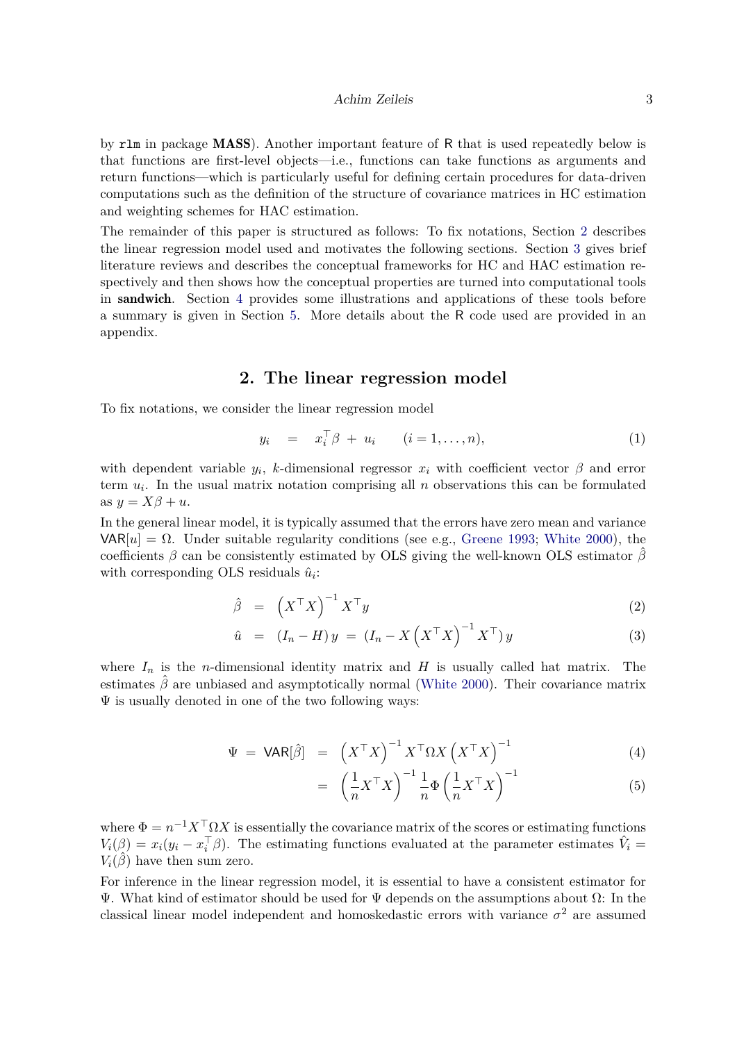by `rlm` in package **MASS**). Another important feature of R that is used repeatedly below is that functions are first-level objects—i.e., functions can take functions as arguments and return functions—which is particularly useful for defining certain procedures for data-driven computations such as the definition of the structure of covariance matrices in HC estimation and weighting schemes for HAC estimation.

The remainder of this paper is structured as follows: To fix notations, Section 2 describes the linear regression model used and motivates the following sections. Section 3 gives brief literature reviews and describes the conceptual frameworks for HC and HAC estimation respectively and then shows how the conceptual properties are turned into computational tools in **sandwich**. Section 4 provides some illustrations and applications of these tools before a summary is given in Section 5. More details about the R code used are provided in an appendix.

## 2. The linear regression model

To fix notations, we consider the linear regression model

$$y_i \quad = \quad x_i^\top \beta \; + \; u_i \qquad (i = 1, \dots, n), \tag{1}$$

with dependent variable $y_i$, $k$-dimensional regressor $x_i$ with coefficient vector $\beta$ and error term $u_i$. In the usual matrix notation comprising all $n$ observations this can be formulated as $y = X\beta + u$.

In the general linear model, it is typically assumed that the errors have zero mean and variance $\mathsf{VAR}[u] = \Omega$. Under suitable regularity conditions (see e.g., Greene 1993; White 2000), the coefficients $\beta$ can be consistently estimated by OLS giving the well-known OLS estimator $\hat{\beta}$ with corresponding OLS residuals $\hat{u}_i$:

$$\hat{\beta} \;\; = \;\; \left(X^\top X\right)^{-1} X^\top y \tag{2}$$

$$\hat{u} \;\; = \;\; (I_n - H)\, y \; = \; (I_n - X \left(X^\top X\right)^{-1} X^\top)\, y \tag{3}$$

where $I_n$ is the $n$-dimensional identity matrix and $H$ is usually called hat matrix. The estimates $\hat{\beta}$ are unbiased and asymptotically normal (White 2000). Their covariance matrix $\Psi$ is usually denoted in one of the two following ways:

$$\Psi \; = \; \mathsf{VAR}[\hat{\beta}] \;\; = \;\; \left(X^\top X\right)^{-1} X^\top \Omega X \left(X^\top X\right)^{-1} \tag{4}$$

$$= \;\; \left(\frac{1}{n} X^\top X\right)^{-1} \frac{1}{n} \Phi \left(\frac{1}{n} X^\top X\right)^{-1} \tag{5}$$

where $\Phi = n^{-1} X^\top \Omega X$ is essentially the covariance matrix of the scores or estimating functions $V_i(\beta) = x_i(y_i - x_i^\top \beta)$. The estimating functions evaluated at the parameter estimates $\hat{V}_i = V_i(\hat{\beta})$ have then sum zero.

For inference in the linear regression model, it is essential to have a consistent estimator for $\Psi$. What kind of estimator should be used for $\Psi$ depends on the assumptions about $\Omega$: In the classical linear model independent and homoskedastic errors with variance $\sigma^2$ are assumed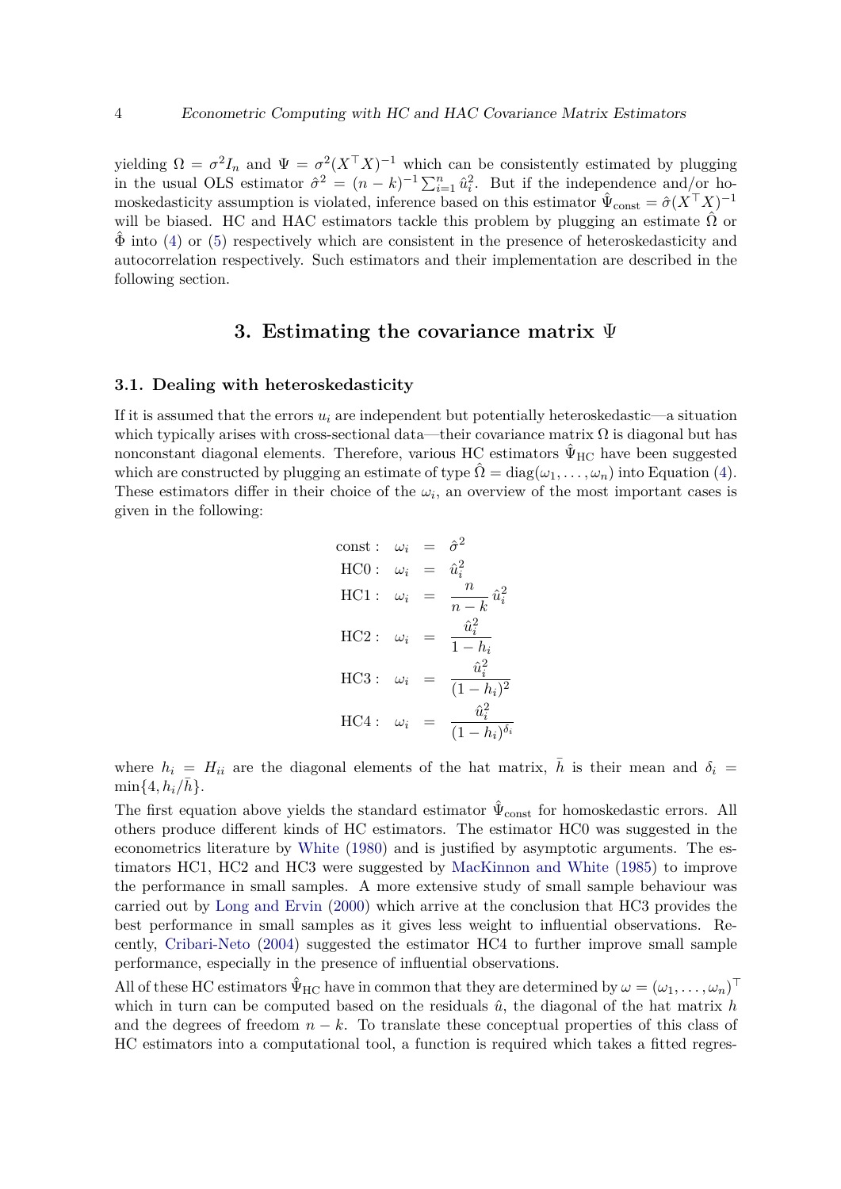yielding $\Omega = \sigma^2 I_n$ and $\Psi = \sigma^2 (X^\top X)^{-1}$ which can be consistently estimated by plugging in the usual OLS estimator $\hat{\sigma}^2 = (n-k)^{-1} \sum_{i=1}^n \hat{u}_i^2$. But if the independence and/or homoskedasticity assumption is violated, inference based on this estimator $\hat{\Psi}_{\text{const}} = \hat{\sigma}(X^\top X)^{-1}$ will be biased. HC and HAC estimators tackle this problem by plugging an estimate $\hat{\Omega}$ or $\hat{\Phi}$ into (4) or (5) respectively which are consistent in the presence of heteroskedasticity and autocorrelation respectively. Such estimators and their implementation are described in the following section.

## 3. Estimating the covariance matrix $\Psi$

### 3.1. Dealing with heteroskedasticity

If it is assumed that the errors $u_i$ are independent but potentially heteroskedastic—a situation which typically arises with cross-sectional data—their covariance matrix $\Omega$ is diagonal but has nonconstant diagonal elements. Therefore, various HC estimators $\hat{\Psi}_{\text{HC}}$ have been suggested which are constructed by plugging an estimate of type $\hat{\Omega} = \text{diag}(\omega_1, \dots, \omega_n)$ into Equation (4). These estimators differ in their choice of the $\omega_i$, an overview of the most important cases is given in the following:

$$
\begin{aligned}
\text{const}: \quad \omega_i &= \hat{\sigma}^2 \\
\text{HC0}: \quad \omega_i &= \hat{u}_i^2 \\
\text{HC1}: \quad \omega_i &= \frac{n}{n-k} \, \hat{u}_i^2 \\
\text{HC2}: \quad \omega_i &= \frac{\hat{u}_i^2}{1-h_i} \\
\text{HC3}: \quad \omega_i &= \frac{\hat{u}_i^2}{(1-h_i)^2} \\
\text{HC4}: \quad \omega_i &= \frac{\hat{u}_i^2}{(1-h_i)^{\delta_i}}
\end{aligned}
$$

where $h_i = H_{ii}$ are the diagonal elements of the hat matrix, $\bar{h}$ is their mean and $\delta_i = \min\{4, h_i/\bar{h}\}$.

The first equation above yields the standard estimator $\hat{\Psi}_{\text{const}}$ for homoskedastic errors. All others produce different kinds of HC estimators. The estimator HC0 was suggested in the econometrics literature by White (1980) and is justified by asymptotic arguments. The estimators HC1, HC2 and HC3 were suggested by MacKinnon and White (1985) to improve the performance in small samples. A more extensive study of small sample behaviour was carried out by Long and Ervin (2000) which arrive at the conclusion that HC3 provides the best performance in small samples as it gives less weight to influential observations. Recently, Cribari-Neto (2004) suggested the estimator HC4 to further improve small sample performance, especially in the presence of influential observations.

All of these HC estimators $\hat{\Psi}_{\text{HC}}$ have in common that they are determined by $\omega = (\omega_1, \dots, \omega_n)^\top$ which in turn can be computed based on the residuals $\hat{u}$, the diagonal of the hat matrix $h$ and the degrees of freedom $n-k$. To translate these conceptual properties of this class of HC estimators into a computational tool, a function is required which takes a fitted regres-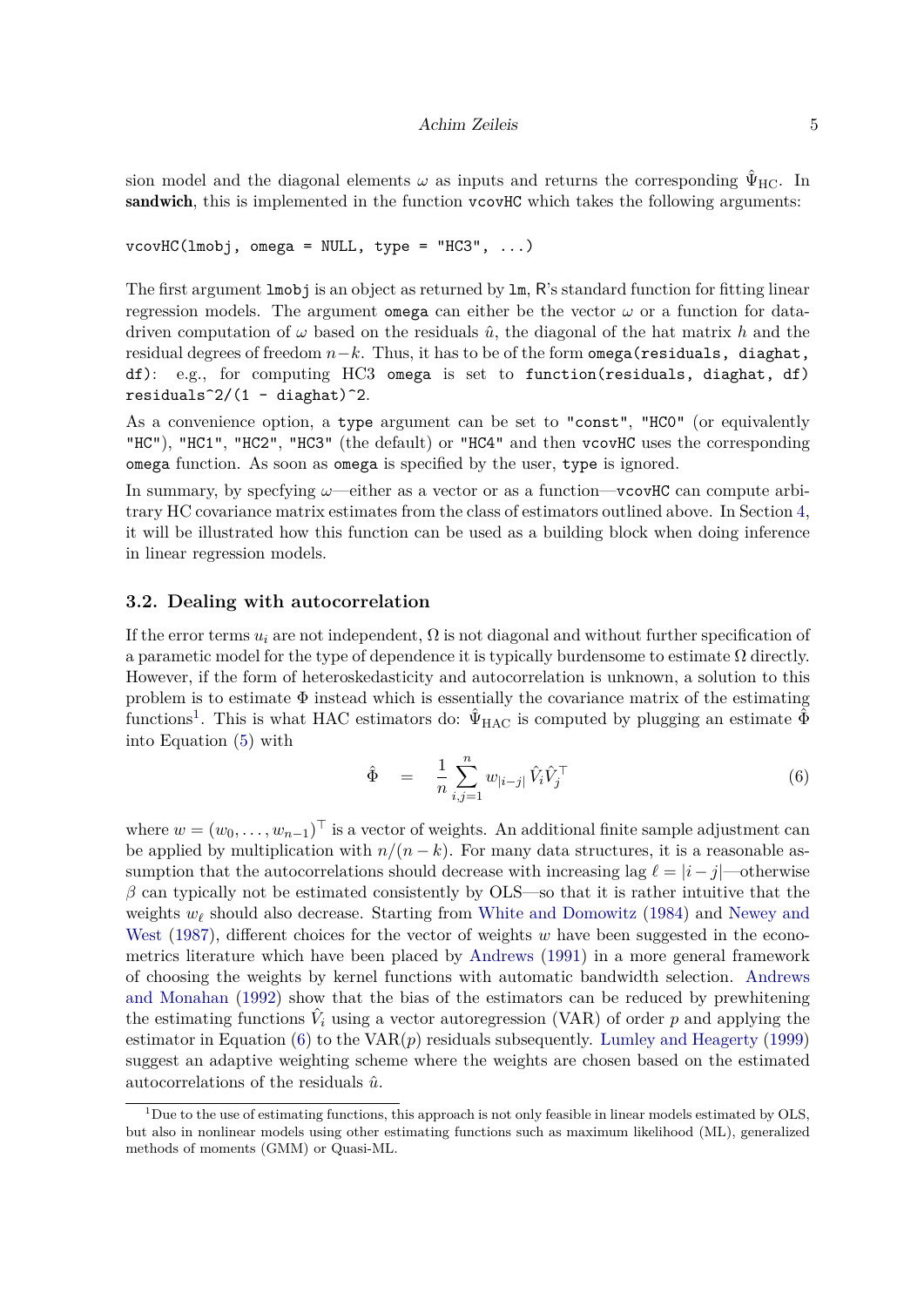sion model and the diagonal elements $\omega$ as inputs and returns the corresponding $\hat{\Psi}_{\text{HC}}$. In **sandwich**, this is implemented in the function `vcovHC` which takes the following arguments:

```
vcovHC(lmobj, omega = NULL, type = "HC3", ...)
```

The first argument `lmobj` is an object as returned by `lm`, R's standard function for fitting linear regression models. The argument `omega` can either be the vector $\omega$ or a function for data-driven computation of $\omega$ based on the residuals $\hat{u}$, the diagonal of the hat matrix $h$ and the residual degrees of freedom $n-k$. Thus, it has to be of the form `omega(residuals, diaghat, df)`: e.g., for computing HC3 `omega` is set to `function(residuals, diaghat, df) residuals^2/(1 - diaghat)^2`.

As a convenience option, a `type` argument can be set to `"const"`, `"HC0"` (or equivalently `"HC"`), `"HC1"`, `"HC2"`, `"HC3"` (the default) or `"HC4"` and then `vcovHC` uses the corresponding `omega` function. As soon as `omega` is specified by the user, `type` is ignored.

In summary, by specfying $\omega$—either as a vector or as a function—`vcovHC` can compute arbitrary HC covariance matrix estimates from the class of estimators outlined above. In Section 4, it will be illustrated how this function can be used as a building block when doing inference in linear regression models.

### 3.2. Dealing with autocorrelation

If the error terms $u_i$ are not independent, $\Omega$ is not diagonal and without further specification of a parametric model for the type of dependence it is typically burdensome to estimate $\Omega$ directly. However, if the form of heteroskedasticity and autocorrelation is unknown, a solution to this problem is to estimate $\Phi$ instead which is essentially the covariance matrix of the estimating functions[1]. This is what HAC estimators do: $\hat{\Psi}_{\text{HAC}}$ is computed by plugging an estimate $\hat{\Phi}$ into Equation (5) with

$$\hat{\Phi} \quad = \quad \frac{1}{n} \sum_{i,j=1}^{n} w_{|i-j|} \, \hat{V}_i \hat{V}_j^\top \tag{6}$$

where $w = (w_0, \dots, w_{n-1})^\top$ is a vector of weights. An additional finite sample adjustment can be applied by multiplication with $n/(n-k)$. For many data structures, it is a reasonable assumption that the autocorrelations should decrease with increasing lag $\ell = |i-j|$—otherwise $\beta$ can typically not be estimated consistently by OLS—so that it is rather intuitive that the weights $w_\ell$ should also decrease. Starting from White and Domowitz (1984) and Newey and West (1987), different choices for the vector of weights $w$ have been suggested in the econometrics literature which have been placed by Andrews (1991) in a more general framework of choosing the weights by kernel functions with automatic bandwidth selection. Andrews and Monahan (1992) show that the bias of the estimators can be reduced by prewhitening the estimating functions $\hat{V}_i$ using a vector autoregression (VAR) of order $p$ and applying the estimator in Equation (6) to the VAR($p$) residuals subsequently. Lumley and Heagerty (1999) suggest an adaptive weighting scheme where the weights are chosen based on the estimated autocorrelations of the residuals $\hat{u}$.

[1] Due to the use of estimating functions, this approach is not only feasible in linear models estimated by OLS, but also in nonlinear models using other estimating functions such as maximum likelihood (ML), generalized methods of moments (GMM) or Quasi-ML.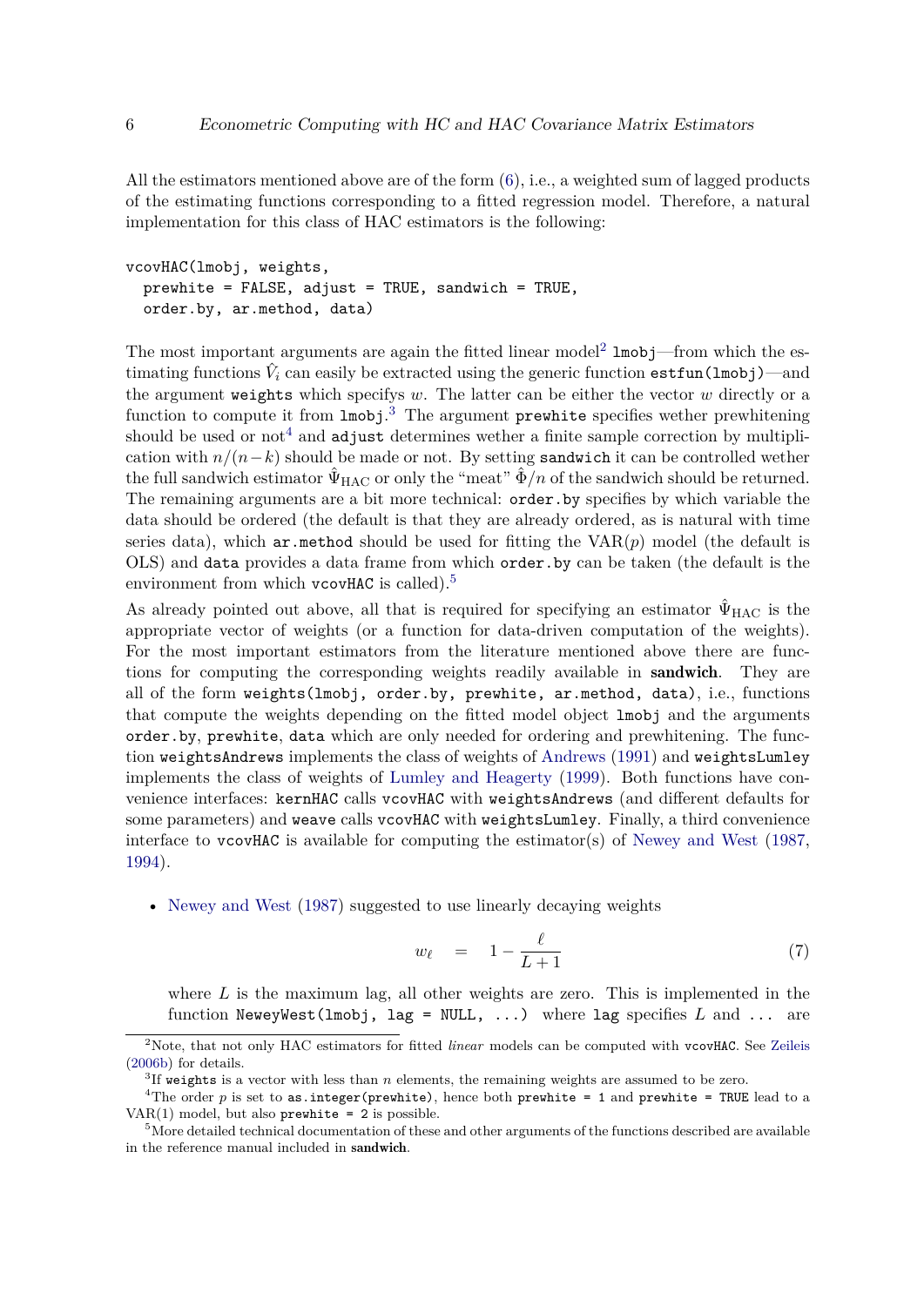All the estimators mentioned above are of the form (6), i.e., a weighted sum of lagged products of the estimating functions corresponding to a fitted regression model. Therefore, a natural implementation for this class of HAC estimators is the following:

```
vcovHAC(lmobj, weights,
  prewhite = FALSE, adjust = TRUE, sandwich = TRUE,
  order.by, ar.method, data)
```

The most important arguments are again the fitted linear model[2] `lmobj`—from which the estimating functions $\hat{V}_i$ can easily be extracted using the generic function `estfun(lmobj)`—and the argument `weights` which specifys $w$. The latter can be either the vector $w$ directly or a function to compute it from `lmobj`.[3] The argument `prewhite` specifies wether prewhitening should be used or not[4] and `adjust` determines wether a finite sample correction by multiplication with $n/(n-k)$ should be made or not. By setting `sandwich` it can be controlled wether the full sandwich estimator $\hat{\Psi}_{\text{HAC}}$ or only the "meat" $\hat{\Phi}/n$ of the sandwich should be returned. The remaining arguments are a bit more technical: `order.by` specifies by which variable the data should be ordered (the default is that they are already ordered, as is natural with time series data), which `ar.method` should be used for fitting the VAR($p$) model (the default is OLS) and `data` provides a data frame from which `order.by` can be taken (the default is the environment from which `vcovHAC` is called).[5]

As already pointed out above, all that is required for specifying an estimator $\hat{\Psi}_{\text{HAC}}$ is the appropriate vector of weights (or a function for data-driven computation of the weights). For the most important estimators from the literature mentioned above there are functions for computing the corresponding weights readily available in **sandwich**. They are all of the form `weights(lmobj, order.by, prewhite, ar.method, data)`, i.e., functions that compute the weights depending on the fitted model object `lmobj` and the arguments `order.by`, `prewhite`, `data` which are only needed for ordering and prewhitening. The function `weightsAndrews` implements the class of weights of Andrews (1991) and `weightsLumley` implements the class of weights of Lumley and Heagerty (1999). Both functions have convenience interfaces: `kernHAC` calls `vcovHAC` with `weightsAndrews` (and different defaults for some parameters) and `weave` calls `vcovHAC` with `weightsLumley`. Finally, a third convenience interface to `vcovHAC` is available for computing the estimator(s) of Newey and West (1987, 1994).

- Newey and West (1987) suggested to use linearly decaying weights

$$w_\ell \quad = \quad 1 - \frac{\ell}{L+1} \tag{7}$$

  where $L$ is the maximum lag, all other weights are zero. This is implemented in the function `NeweyWest(lmobj, lag = NULL, ...)` where `lag` specifies $L$ and `...` are

---

[2] Note, that not only HAC estimators for fitted *linear* models can be computed with `vcovHAC`. See Zeileis (2006b) for details.

[3] If `weights` is a vector with less than $n$ elements, the remaining weights are assumed to be zero.

[4] The order $p$ is set to `as.integer(prewhite)`, hence both `prewhite = 1` and `prewhite = TRUE` lead to a VAR(1) model, but also `prewhite = 2` is possible.

[5] More detailed technical documentation of these and other arguments of the functions described are available in the reference manual included in **sandwich**.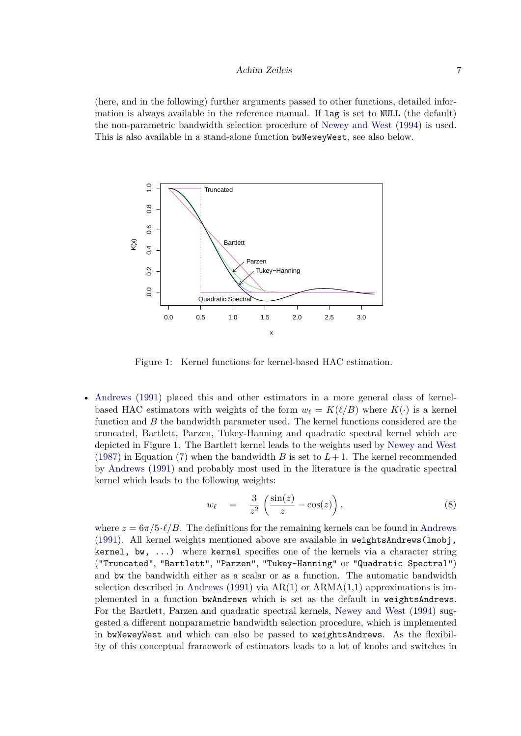(here, and in the following) further arguments passed to other functions, detailed information is always available in the reference manual. If `lag` is set to `NULL` (the default) the non-parametric bandwidth selection procedure of Newey and West (1994) is used. This is also available in a stand-alone function `bwNeweyWest`, see also below.

Figure 1: Kernel functions for kernel-based HAC estimation.

- Andrews (1991) placed this and other estimators in a more general class of kernel-based HAC estimators with weights of the form $w_\ell = K(\ell/B)$ where $K(\cdot)$ is a kernel function and $B$ the bandwidth parameter used. The kernel functions considered are the truncated, Bartlett, Parzen, Tukey-Hanning and quadratic spectral kernel which are depicted in Figure 1. The Bartlett kernel leads to the weights used by Newey and West (1987) in Equation (7) when the bandwidth $B$ is set to $L + 1$. The kernel recommended by Andrews (1991) and probably most used in the literature is the quadratic spectral kernel which leads to the following weights:

$$w_\ell \quad = \quad \frac{3}{z^2} \left( \frac{\sin(z)}{z} - \cos(z) \right), \tag{8}$$

where $z = 6\pi/5 \cdot \ell/B$. The definitions for the remaining kernels can be found in Andrews (1991). All kernel weights mentioned above are available in `weightsAndrews(lmobj, kernel, bw, ...)` where `kernel` specifies one of the kernels via a character string (`"Truncated"`, `"Bartlett"`, `"Parzen"`, `"Tukey-Hanning"` or `"Quadratic Spectral"`) and `bw` the bandwidth either as a scalar or as a function. The automatic bandwidth selection described in Andrews (1991) via AR(1) or ARMA(1,1) approximations is implemented in a function `bwAndrews` which is set as the default in `weightsAndrews`. For the Bartlett, Parzen and quadratic spectral kernels, Newey and West (1994) suggested a different nonparametric bandwidth selection procedure, which is implemented in `bwNeweyWest` and which can also be passed to `weightsAndrews`. As the flexibility of this conceptual framework of estimators leads to a lot of knobs and switches in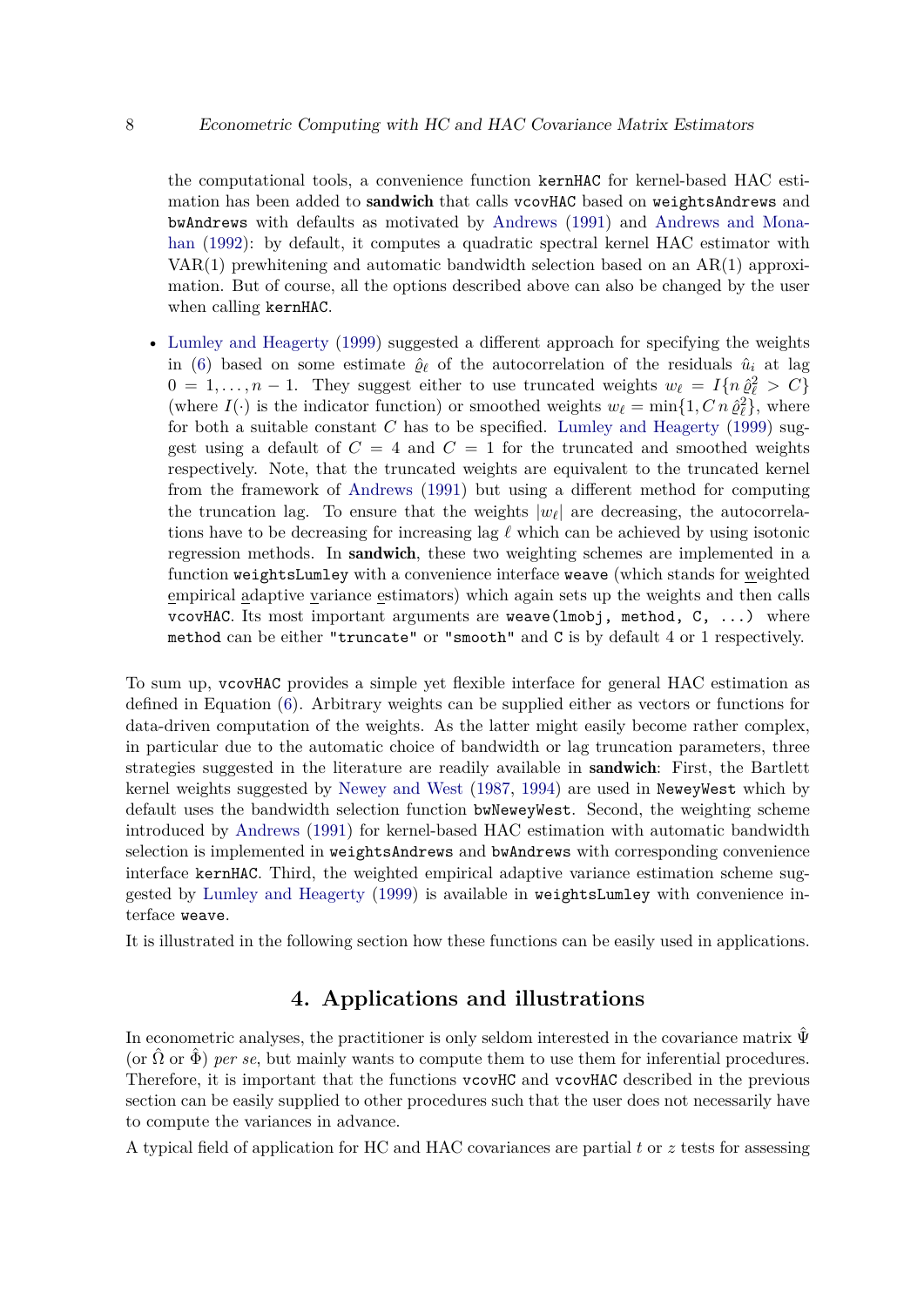the computational tools, a convenience function `kernHAC` for kernel-based HAC estimation has been added to **sandwich** that calls `vcovHAC` based on `weightsAndrews` and `bwAndrews` with defaults as motivated by Andrews (1991) and Andrews and Monahan (1992): by default, it computes a quadratic spectral kernel HAC estimator with VAR(1) prewhitening and automatic bandwidth selection based on an AR(1) approximation. But of course, all the options described above can also be changed by the user when calling `kernHAC`.

- Lumley and Heagerty (1999) suggested a different approach for specifying the weights in (6) based on some estimate $\hat{\varrho}_\ell$ of the autocorrelation of the residuals $\hat{u}_i$ at lag $0 = 1, \dots, n-1$. They suggest either to use truncated weights $w_\ell = I\{n\,\hat{\varrho}_\ell^2 > C\}$ (where $I(\cdot)$ is the indicator function) or smoothed weights $w_\ell = \min\{1, C\,n\,\hat{\varrho}_\ell^2\}$, where for both a suitable constant $C$ has to be specified. Lumley and Heagerty (1999) suggest using a default of $C = 4$ and $C = 1$ for the truncated and smoothed weights respectively. Note, that the truncated weights are equivalent to the truncated kernel from the framework of Andrews (1991) but using a different method for computing the truncation lag. To ensure that the weights $|w_\ell|$ are decreasing, the autocorrelations have to be decreasing for increasing lag $\ell$ which can be achieved by using isotonic regression methods. In **sandwich**, these two weighting schemes are implemented in a function `weightsLumley` with a convenience interface `weave` (which stands for weighted empirical adaptive variance estimators) which again sets up the weights and then calls `vcovHAC`. Its most important arguments are `weave(lmobj, method, C, ...)` where `method` can be either `"truncate"` or `"smooth"` and `C` is by default 4 or 1 respectively.

To sum up, `vcovHAC` provides a simple yet flexible interface for general HAC estimation as defined in Equation (6). Arbitrary weights can be supplied either as vectors or functions for data-driven computation of the weights. As the latter might easily become rather complex, in particular due to the automatic choice of bandwidth or lag truncation parameters, three strategies suggested in the literature are readily available in **sandwich**: First, the Bartlett kernel weights suggested by Newey and West (1987, 1994) are used in `NeweyWest` which by default uses the bandwidth selection function `bwNeweyWest`. Second, the weighting scheme introduced by Andrews (1991) for kernel-based HAC estimation with automatic bandwidth selection is implemented in `weightsAndrews` and `bwAndrews` with corresponding convenience interface `kernHAC`. Third, the weighted empirical adaptive variance estimation scheme suggested by Lumley and Heagerty (1999) is available in `weightsLumley` with convenience interface `weave`.

It is illustrated in the following section how these functions can be easily used in applications.

## 4. Applications and illustrations

In econometric analyses, the practitioner is only seldom interested in the covariance matrix $\hat{\Psi}$ (or $\hat{\Omega}$ or $\hat{\Phi}$) *per se*, but mainly wants to compute them to use them for inferential procedures. Therefore, it is important that the functions `vcovHC` and `vcovHAC` described in the previous section can be easily supplied to other procedures such that the user does not necessarily have to compute the variances in advance.

A typical field of application for HC and HAC covariances are partial $t$ or $z$ tests for assessing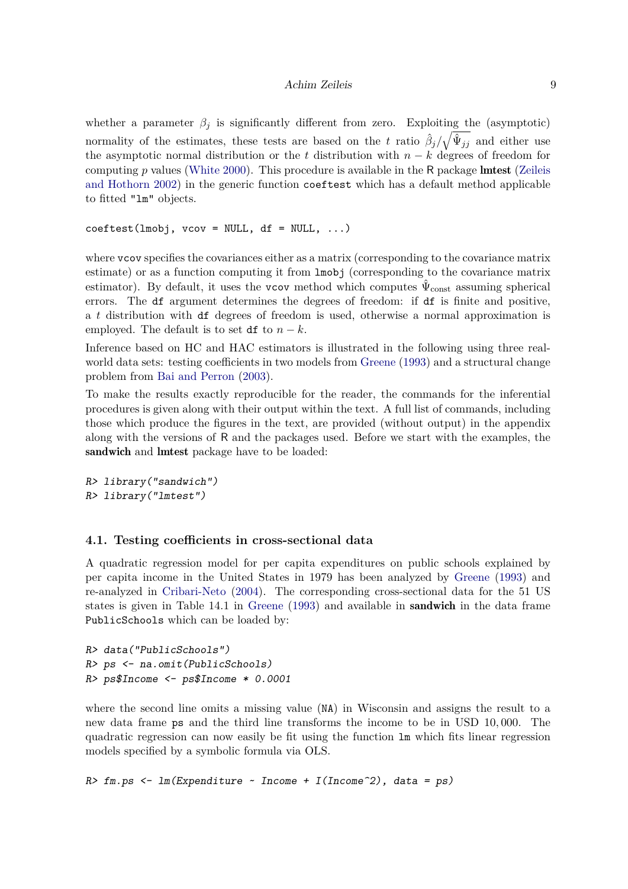whether a parameter $\beta_j$ is significantly different from zero. Exploiting the (asymptotic) normality of the estimates, these tests are based on the $t$ ratio $\hat{\beta}_j/\sqrt{\hat{\Psi}_{jj}}$ and either use the asymptotic normal distribution or the $t$ distribution with $n-k$ degrees of freedom for computing $p$ values (White 2000). This procedure is available in the R package **lmtest** (Zeileis and Hothorn 2002) in the generic function `coeftest` which has a default method applicable to fitted `"lm"` objects.

```
coeftest(lmobj, vcov = NULL, df = NULL, ...)
```

where `vcov` specifies the covariances either as a matrix (corresponding to the covariance matrix estimate) or as a function computing it from `lmobj` (corresponding to the covariance matrix estimator). By default, it uses the `vcov` method which computes $\hat{\Psi}_{\text{const}}$ assuming spherical errors. The `df` argument determines the degrees of freedom: if `df` is finite and positive, a $t$ distribution with `df` degrees of freedom is used, otherwise a normal approximation is employed. The default is to set `df` to $n-k$.

Inference based on HC and HAC estimators is illustrated in the following using three real-world data sets: testing coefficients in two models from Greene (1993) and a structural change problem from Bai and Perron (2003).

To make the results exactly reproducible for the reader, the commands for the inferential procedures is given along with their output within the text. A full list of commands, including those which produce the figures in the text, are provided (without output) in the appendix along with the versions of R and the packages used. Before we start with the examples, the **sandwich** and **lmtest** package have to be loaded:

```
R> library("sandwich")
R> library("lmtest")
```

### 4.1. Testing coefficients in cross-sectional data

A quadratic regression model for per capita expenditures on public schools explained by per capita income in the United States in 1979 has been analyzed by Greene (1993) and re-analyzed in Cribari-Neto (2004). The corresponding cross-sectional data for the 51 US states is given in Table 14.1 in Greene (1993) and available in **sandwich** in the data frame `PublicSchools` which can be loaded by:

```
R> data("PublicSchools")
R> ps <- na.omit(PublicSchools)
R> ps$Income <- ps$Income * 0.0001
```

where the second line omits a missing value (`NA`) in Wisconsin and assigns the result to a new data frame `ps` and the third line transforms the income to be in USD 10,000. The quadratic regression can now easily be fit using the function `lm` which fits linear regression models specified by a symbolic formula via OLS.

```
R> fm.ps <- lm(Expenditure ~ Income + I(Income^2), data = ps)
```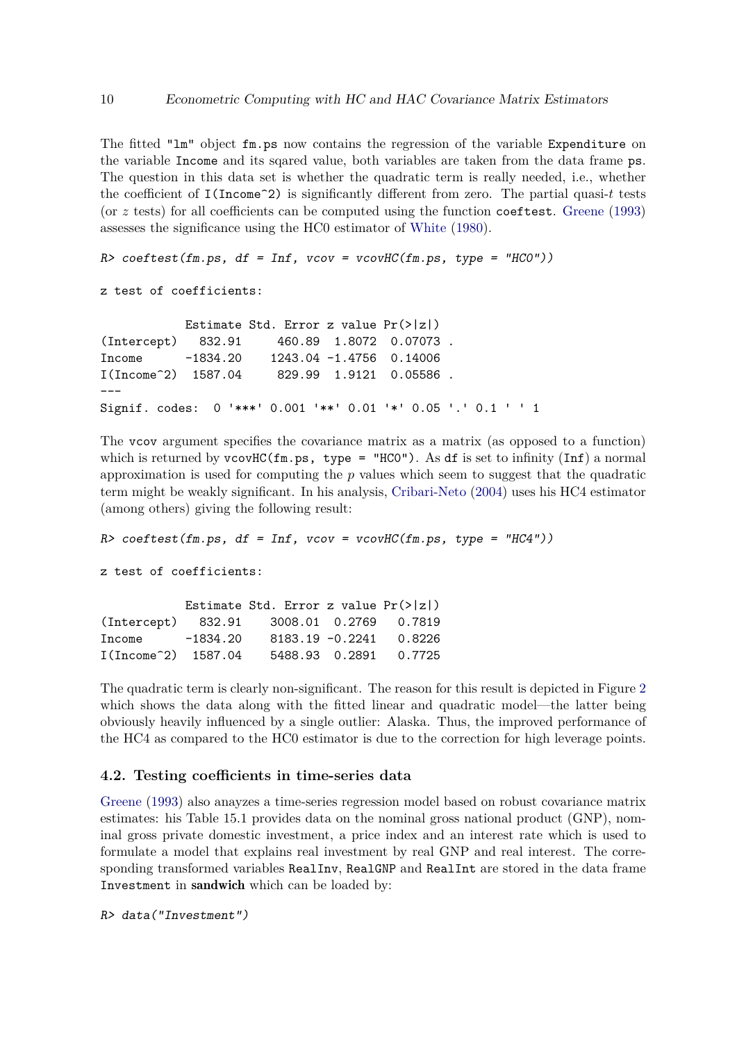The fitted "lm" object fm.ps now contains the regression of the variable Expenditure on the variable Income and its sqared value, both variables are taken from the data frame ps. The question in this data set is whether the quadratic term is really needed, i.e., whether the coefficient of I(Income^2) is significantly different from zero. The partial quasi-$t$ tests (or $z$ tests) for all coefficients can be computed using the function coeftest. Greene (1993) assesses the significance using the HC0 estimator of White (1980).

```
R> coeftest(fm.ps, df = Inf, vcov = vcovHC(fm.ps, type = "HC0"))

z test of coefficients:

             Estimate Std. Error z value Pr(>|z|)  
(Intercept)    832.91     460.89  1.8072  0.07073 .
Income       -1834.20    1243.04 -1.4756  0.14006  
I(Income^2)   1587.04     829.99  1.9121  0.05586 .
---
Signif. codes:  0 '***' 0.001 '**' 0.01 '*' 0.05 '.' 0.1 ' ' 1
```

The vcov argument specifies the covariance matrix as a matrix (as opposed to a function) which is returned by vcovHC(fm.ps, type = "HC0"). As df is set to infinity (Inf) a normal approximation is used for computing the $p$ values which seem to suggest that the quadratic term might be weakly significant. In his analysis, Cribari-Neto (2004) uses his HC4 estimator (among others) giving the following result:

```
R> coeftest(fm.ps, df = Inf, vcov = vcovHC(fm.ps, type = "HC4"))

z test of coefficients:

             Estimate Std. Error z value Pr(>|z|)
(Intercept)    832.91    3008.01  0.2769   0.7819
Income       -1834.20    8183.19 -0.2241   0.8226
I(Income^2)   1587.04    5488.93  0.2891   0.7725
```

The quadratic term is clearly non-significant. The reason for this result is depicted in Figure 2 which shows the data along with the fitted linear and quadratic model—the latter being obviously heavily influenced by a single outlier: Alaska. Thus, the improved performance of the HC4 as compared to the HC0 estimator is due to the correction for high leverage points.

### 4.2. Testing coefficients in time-series data

Greene (1993) also anayzes a time-series regression model based on robust covariance matrix estimates: his Table 15.1 provides data on the nominal gross national product (GNP), nominal gross private domestic investment, a price index and an interest rate which is used to formulate a model that explains real investment by real GNP and real interest. The corresponding transformed variables RealInv, RealGNP and RealInt are stored in the data frame Investment in **sandwich** which can be loaded by:

```
R> data("Investment")
```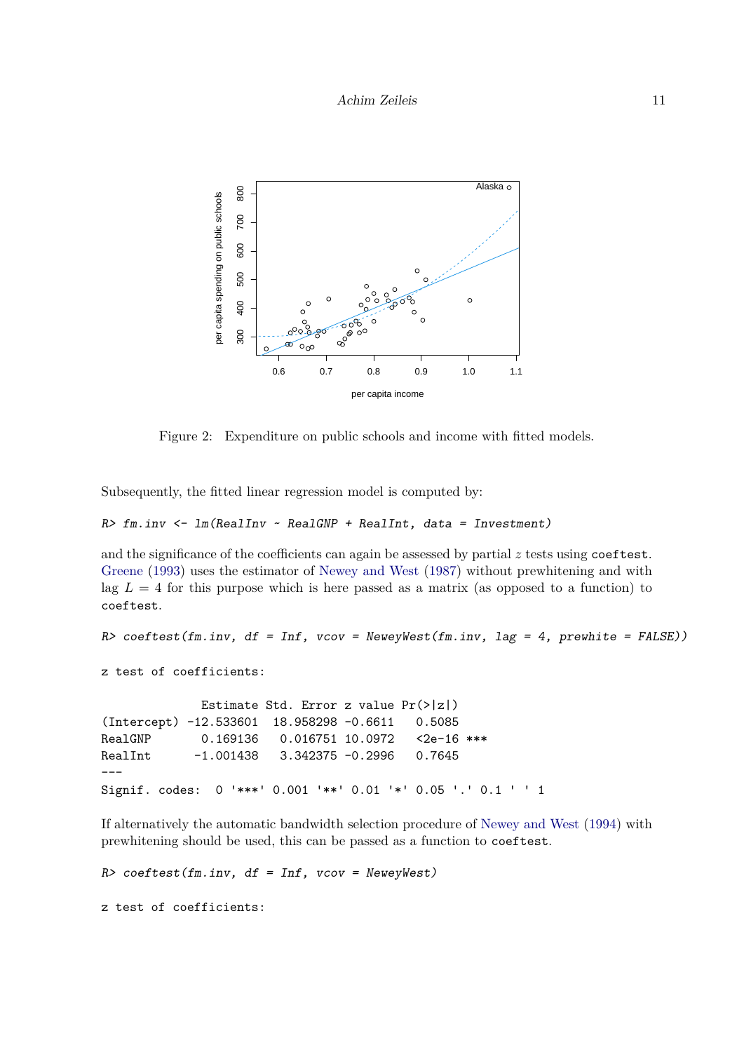Figure 2: Expenditure on public schools and income with fitted models.

Subsequently, the fitted linear regression model is computed by:

```
R> fm.inv <- lm(RealInv ~ RealGNP + RealInt, data = Investment)
```

and the significance of the coefficients can again be assessed by partial $z$ tests using `coeftest`. Greene (1993) uses the estimator of Newey and West (1987) without prewhitening and with lag $L = 4$ for this purpose which is here passed as a matrix (as opposed to a function) to `coeftest`.

```
R> coeftest(fm.inv, df = Inf, vcov = NeweyWest(fm.inv, lag = 4, prewhite = FALSE))

z test of coefficients:

             Estimate Std. Error z value Pr(>|z|)    
(Intercept) -12.533601  18.958298 -0.6611   0.5085    
RealGNP       0.169136   0.016751 10.0972   <2e-16 ***
RealInt      -1.001438   3.342375 -0.2996   0.7645    
---
Signif. codes:  0 '***' 0.001 '**' 0.01 '*' 0.05 '.' 0.1 ' ' 1
```

If alternatively the automatic bandwidth selection procedure of Newey and West (1994) with prewhitening should be used, this can be passed as a function to `coeftest`.

```
R> coeftest(fm.inv, df = Inf, vcov = NeweyWest)

z test of coefficients:
```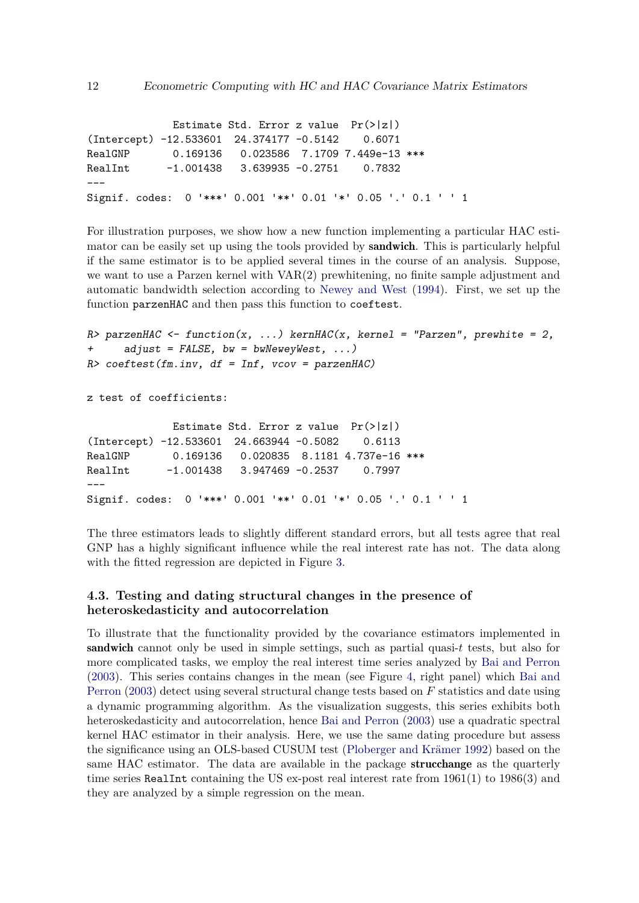```
             Estimate Std. Error z value  Pr(>|z|)    
(Intercept) -12.533601  24.374177 -0.5142    0.6071    
RealGNP       0.169136   0.023586  7.1709 7.449e-13 ***
RealInt      -1.001438   3.639935 -0.2751    0.7832    
---
Signif. codes:  0 '***' 0.001 '**' 0.01 '*' 0.05 '.' 0.1 ' ' 1
```

For illustration purposes, we show how a new function implementing a particular HAC estimator can be easily set up using the tools provided by **sandwich**. This is particularly helpful if the same estimator is to be applied several times in the course of an analysis. Suppose, we want to use a Parzen kernel with VAR(2) prewhitening, no finite sample adjustment and automatic bandwidth selection according to Newey and West (1994). First, we set up the function `parzenHAC` and then pass this function to `coeftest`.

```
R> parzenHAC <- function(x, ...) kernHAC(x, kernel = "Parzen", prewhite = 2,
+     adjust = FALSE, bw = bwNeweyWest, ...)
R> coeftest(fm.inv, df = Inf, vcov = parzenHAC)

z test of coefficients:

             Estimate Std. Error z value  Pr(>|z|)    
(Intercept) -12.533601  24.663944 -0.5082    0.6113    
RealGNP       0.169136   0.020835  8.1181 4.737e-16 ***
RealInt      -1.001438   3.947469 -0.2537    0.7997    
---
Signif. codes:  0 '***' 0.001 '**' 0.01 '*' 0.05 '.' 0.1 ' ' 1
```

The three estimators leads to slightly different standard errors, but all tests agree that real GNP has a highly significant influence while the real interest rate has not. The data along with the fitted regression are depicted in Figure 3.

### 4.3. Testing and dating structural changes in the presence of heteroskedasticity and autocorrelation

To illustrate that the functionality provided by the covariance estimators implemented in **sandwich** cannot only be used in simple settings, such as partial quasi-$t$ tests, but also for more complicated tasks, we employ the real interest time series analyzed by Bai and Perron (2003). This series contains changes in the mean (see Figure 4, right panel) which Bai and Perron (2003) detect using several structural change tests based on $F$ statistics and date using a dynamic programming algorithm. As the visualization suggests, this series exhibits both heteroskedasticity and autocorrelation, hence Bai and Perron (2003) use a quadratic spectral kernel HAC estimator in their analysis. Here, we use the same dating procedure but assess the significance using an OLS-based CUSUM test (Ploberger and Krämer 1992) based on the same HAC estimator. The data are available in the package **strucchange** as the quarterly time series `RealInt` containing the US ex-post real interest rate from 1961(1) to 1986(3) and they are analyzed by a simple regression on the mean.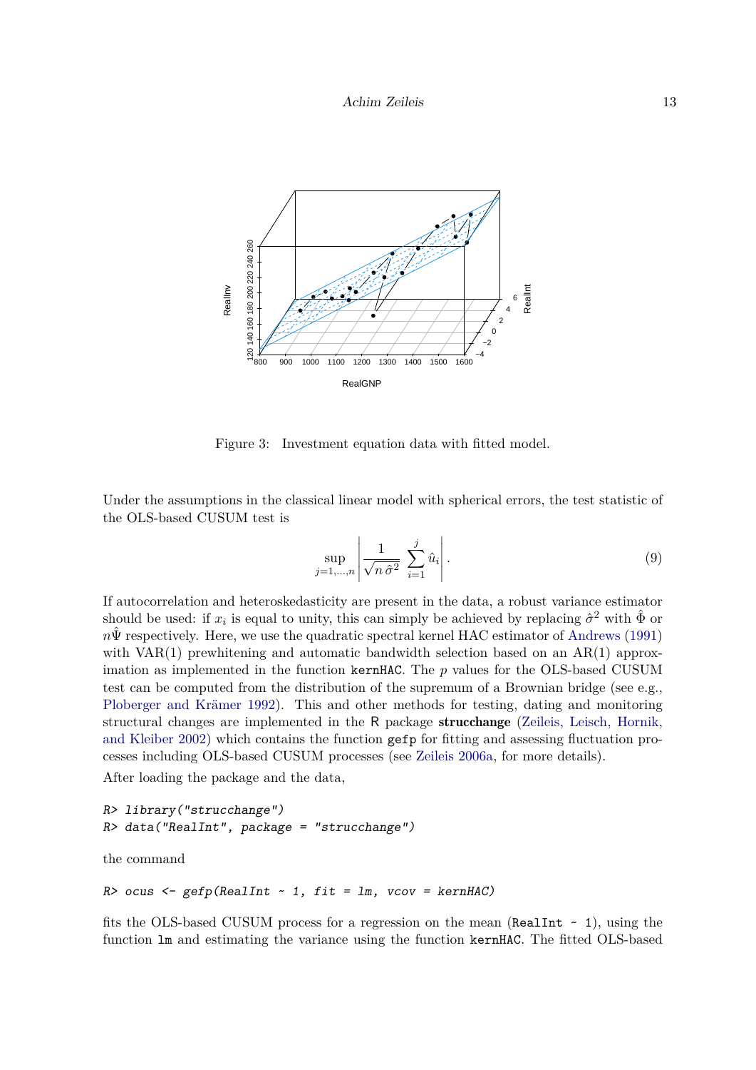Figure 3: Investment equation data with fitted model.

Under the assumptions in the classical linear model with spherical errors, the test statistic of the OLS-based CUSUM test is

$$\sup_{j=1,\dots,n} \left| \frac{1}{\sqrt{n\,\hat{\sigma}^2}} \sum_{i=1}^{j} \hat{u}_i \right|. \tag{9}$$

If autocorrelation and heteroskedasticity are present in the data, a robust variance estimator should be used: if $x_i$ is equal to unity, this can simply be achieved by replacing $\hat{\sigma}^2$ with $\hat{\Phi}$ or $n\hat{\Psi}$ respectively. Here, we use the quadratic spectral kernel HAC estimator of Andrews (1991) with VAR(1) prewhitening and automatic bandwidth selection based on an AR(1) approximation as implemented in the function `kernHAC`. The $p$ values for the OLS-based CUSUM test can be computed from the distribution of the supremum of a Brownian bridge (see e.g., Ploberger and Krämer 1992). This and other methods for testing, dating and monitoring structural changes are implemented in the R package **strucchange** (Zeileis, Leisch, Hornik, and Kleiber 2002) which contains the function `gefp` for fitting and assessing fluctuation processes including OLS-based CUSUM processes (see Zeileis 2006a, for more details).

After loading the package and the data,

```
R> library("strucchange")
R> data("RealInt", package = "strucchange")
```

the command

```
R> ocus <- gefp(RealInt ~ 1, fit = lm, vcov = kernHAC)
```

fits the OLS-based CUSUM process for a regression on the mean (`RealInt ~ 1`), using the function `lm` and estimating the variance using the function `kernHAC`. The fitted OLS-based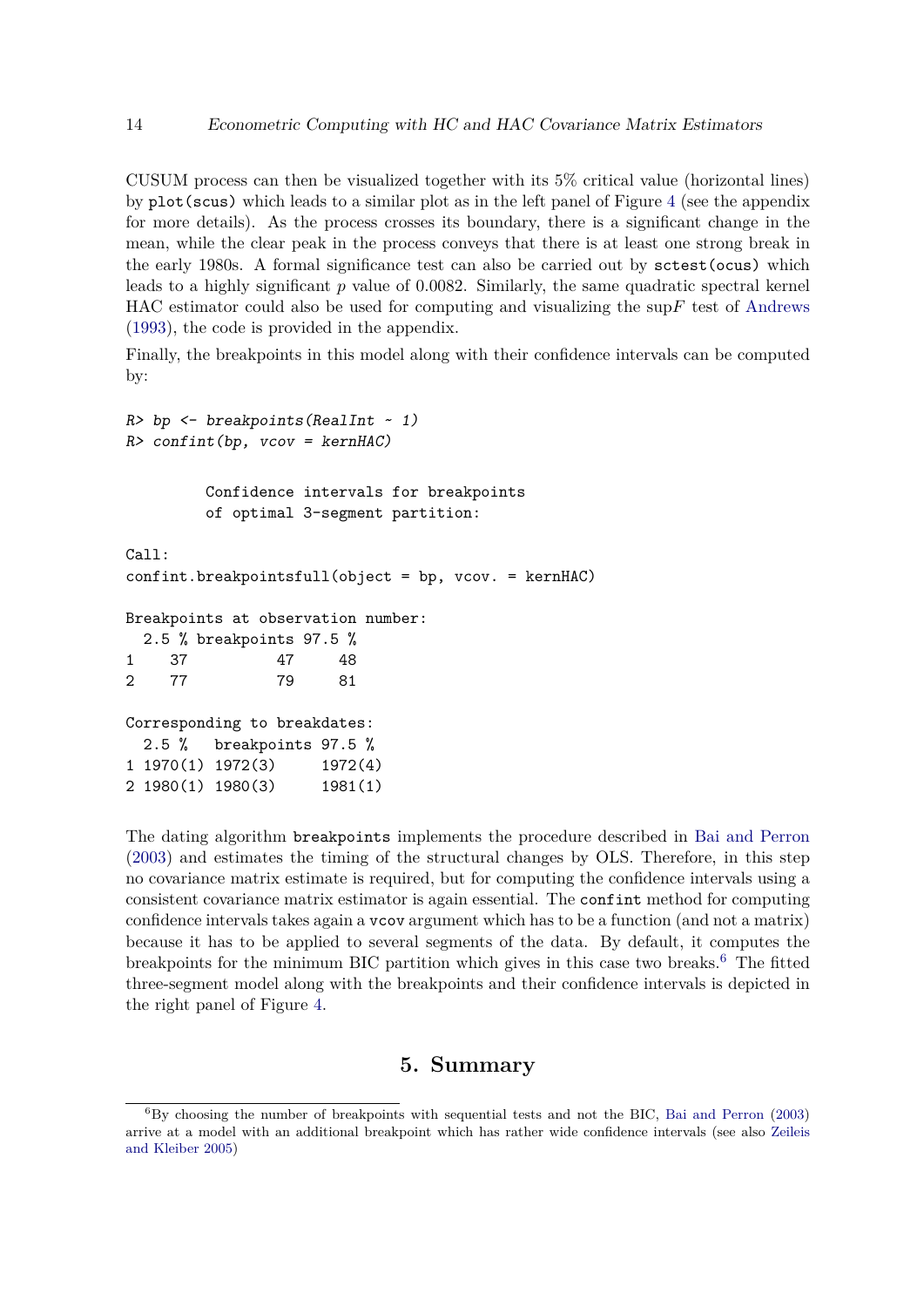CUSUM process can then be visualized together with its 5% critical value (horizontal lines) by `plot(scus)` which leads to a similar plot as in the left panel of Figure 4 (see the appendix for more details). As the process crosses its boundary, there is a significant change in the mean, while the clear peak in the process conveys that there is at least one strong break in the early 1980s. A formal significance test can also be carried out by `sctest(ocus)` which leads to a highly significant $p$ value of 0.0082. Similarly, the same quadratic spectral kernel HAC estimator could also be used for computing and visualizing the sup$F$ test of Andrews (1993), the code is provided in the appendix.

Finally, the breakpoints in this model along with their confidence intervals can be computed by:

```
R> bp <- breakpoints(RealInt ~ 1)
R> confint(bp, vcov = kernHAC)

         Confidence intervals for breakpoints
         of optimal 3-segment partition:

Call:
confint.breakpointsfull(object = bp, vcov. = kernHAC)

Breakpoints at observation number:
  2.5 % breakpoints 97.5 %
1    37          47     48
2    77          79     81

Corresponding to breakdates:
  2.5 %   breakpoints 97.5 %
1 1970(1) 1972(3)     1972(4)
2 1980(1) 1980(3)     1981(1)
```

The dating algorithm `breakpoints` implements the procedure described in Bai and Perron (2003) and estimates the timing of the structural changes by OLS. Therefore, in this step no covariance matrix estimate is required, but for computing the confidence intervals using a consistent covariance matrix estimator is again essential. The `confint` method for computing confidence intervals takes again a `vcov` argument which has to be a function (and not a matrix) because it has to be applied to several segments of the data. By default, it computes the breakpoints for the minimum BIC partition which gives in this case two breaks.[6] The fitted three-segment model along with the breakpoints and their confidence intervals is depicted in the right panel of Figure 4.

## 5. Summary

[6] By choosing the number of breakpoints with sequential tests and not the BIC, Bai and Perron (2003) arrive at a model with an additional breakpoint which has rather wide confidence intervals (see also Zeileis and Kleiber 2005)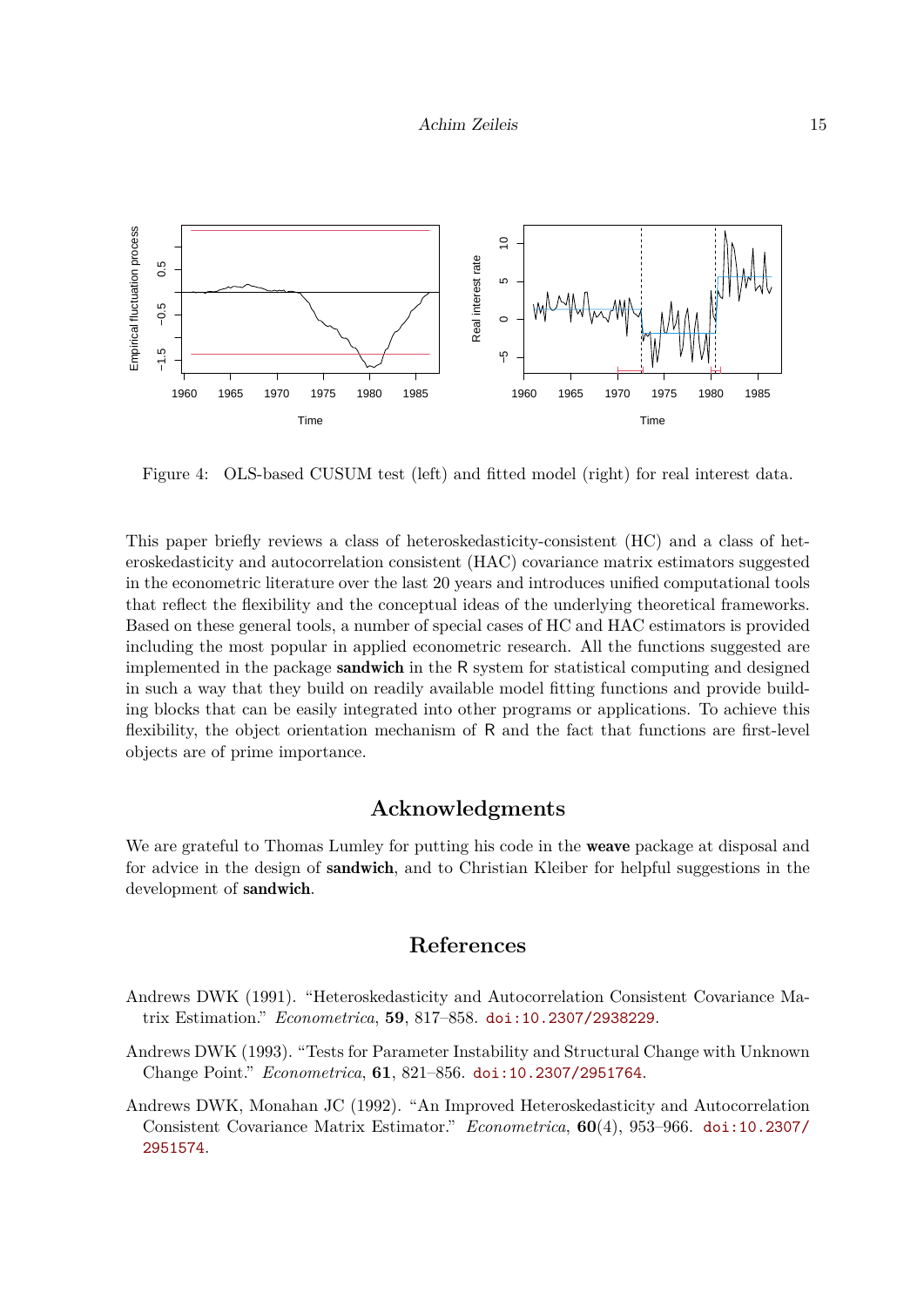Figure 4: OLS-based CUSUM test (left) and fitted model (right) for real interest data.

This paper briefly reviews a class of heteroskedasticity-consistent (HC) and a class of heteroskedasticity and autocorrelation consistent (HAC) covariance matrix estimators suggested in the econometric literature over the last 20 years and introduces unified computational tools that reflect the flexibility and the conceptual ideas of the underlying theoretical frameworks. Based on these general tools, a number of special cases of HC and HAC estimators is provided including the most popular in applied econometric research. All the functions suggested are implemented in the package **sandwich** in the R system for statistical computing and designed in such a way that they build on readily available model fitting functions and provide building blocks that can be easily integrated into other programs or applications. To achieve this flexibility, the object orientation mechanism of R and the fact that functions are first-level objects are of prime importance.

## Acknowledgments

We are grateful to Thomas Lumley for putting his code in the **weave** package at disposal and for advice in the design of **sandwich**, and to Christian Kleiber for helpful suggestions in the development of **sandwich**.

## References

Andrews DWK (1991). "Heteroskedasticity and Autocorrelation Consistent Covariance Matrix Estimation." *Econometrica*, **59**, 817–858. doi:10.2307/2938229.

Andrews DWK (1993). "Tests for Parameter Instability and Structural Change with Unknown Change Point." *Econometrica*, **61**, 821–856. doi:10.2307/2951764.

Andrews DWK, Monahan JC (1992). "An Improved Heteroskedasticity and Autocorrelation Consistent Covariance Matrix Estimator." *Econometrica*, **60**(4), 953–966. doi:10.2307/2951574.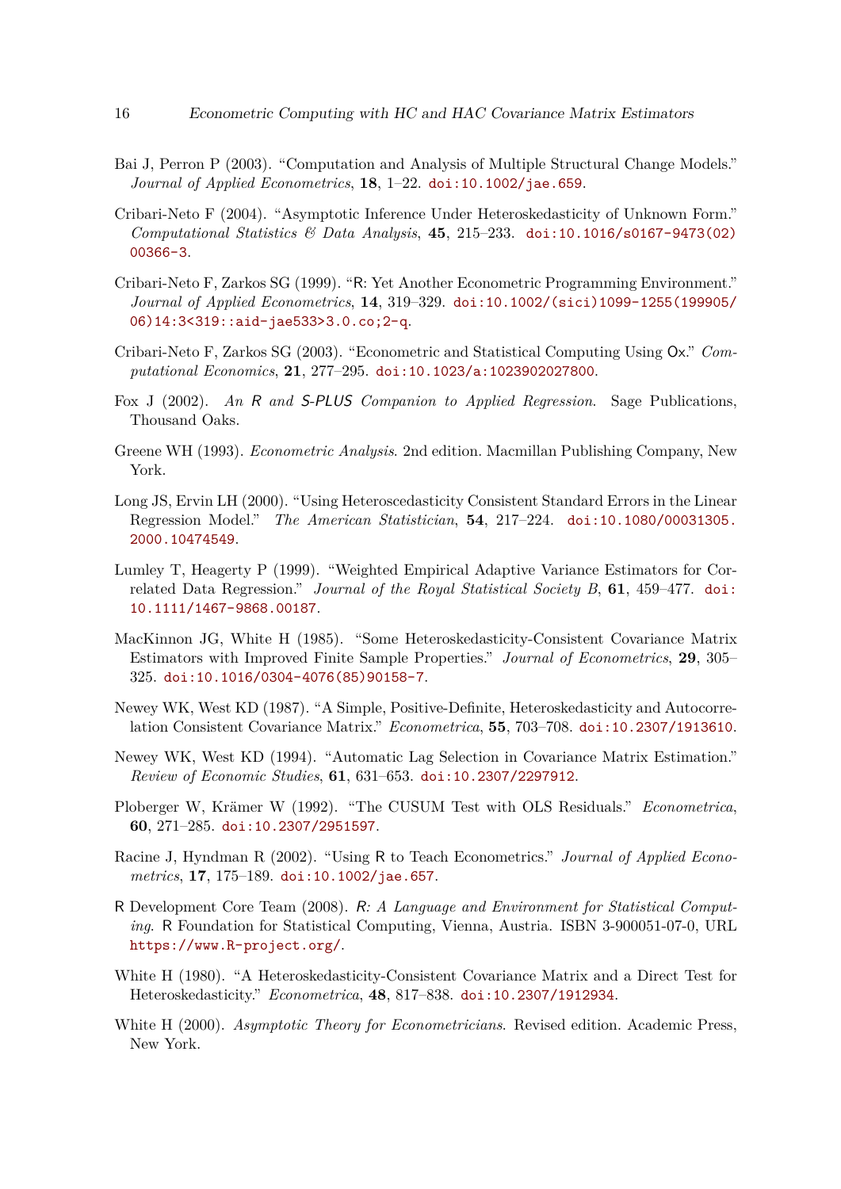Bai J, Perron P (2003). "Computation and Analysis of Multiple Structural Change Models." *Journal of Applied Econometrics*, **18**, 1–22. doi:10.1002/jae.659.

Cribari-Neto F (2004). "Asymptotic Inference Under Heteroskedasticity of Unknown Form." *Computational Statistics & Data Analysis*, **45**, 215–233. doi:10.1016/s0167-9473(02)00366-3.

Cribari-Neto F, Zarkos SG (1999). "R: Yet Another Econometric Programming Environment." *Journal of Applied Econometrics*, **14**, 319–329. doi:10.1002/(sici)1099-1255(199905/06)14:3<319::aid-jae533>3.0.co;2-q.

Cribari-Neto F, Zarkos SG (2003). "Econometric and Statistical Computing Using Ox." *Computational Economics*, **21**, 277–295. doi:10.1023/a:1023902027800.

Fox J (2002). *An R and S-PLUS Companion to Applied Regression*. Sage Publications, Thousand Oaks.

Greene WH (1993). *Econometric Analysis*. 2nd edition. Macmillan Publishing Company, New York.

Long JS, Ervin LH (2000). "Using Heteroscedasticity Consistent Standard Errors in the Linear Regression Model." *The American Statistician*, **54**, 217–224. doi:10.1080/00031305.2000.10474549.

Lumley T, Heagerty P (1999). "Weighted Empirical Adaptive Variance Estimators for Correlated Data Regression." *Journal of the Royal Statistical Society B*, **61**, 459–477. doi:10.1111/1467-9868.00187.

MacKinnon JG, White H (1985). "Some Heteroskedasticity-Consistent Covariance Matrix Estimators with Improved Finite Sample Properties." *Journal of Econometrics*, **29**, 305–325. doi:10.1016/0304-4076(85)90158-7.

Newey WK, West KD (1987). "A Simple, Positive-Definite, Heteroskedasticity and Autocorrelation Consistent Covariance Matrix." *Econometrica*, **55**, 703–708. doi:10.2307/1913610.

Newey WK, West KD (1994). "Automatic Lag Selection in Covariance Matrix Estimation." *Review of Economic Studies*, **61**, 631–653. doi:10.2307/2297912.

Ploberger W, Krämer W (1992). "The CUSUM Test with OLS Residuals." *Econometrica*, **60**, 271–285. doi:10.2307/2951597.

Racine J, Hyndman R (2002). "Using R to Teach Econometrics." *Journal of Applied Econometrics*, **17**, 175–189. doi:10.1002/jae.657.

R Development Core Team (2008). *R: A Language and Environment for Statistical Computing*. R Foundation for Statistical Computing, Vienna, Austria. ISBN 3-900051-07-0, URL https://www.R-project.org/.

White H (1980). "A Heteroskedasticity-Consistent Covariance Matrix and a Direct Test for Heteroskedasticity." *Econometrica*, **48**, 817–838. doi:10.2307/1912934.

White H (2000). *Asymptotic Theory for Econometricians*. Revised edition. Academic Press, New York.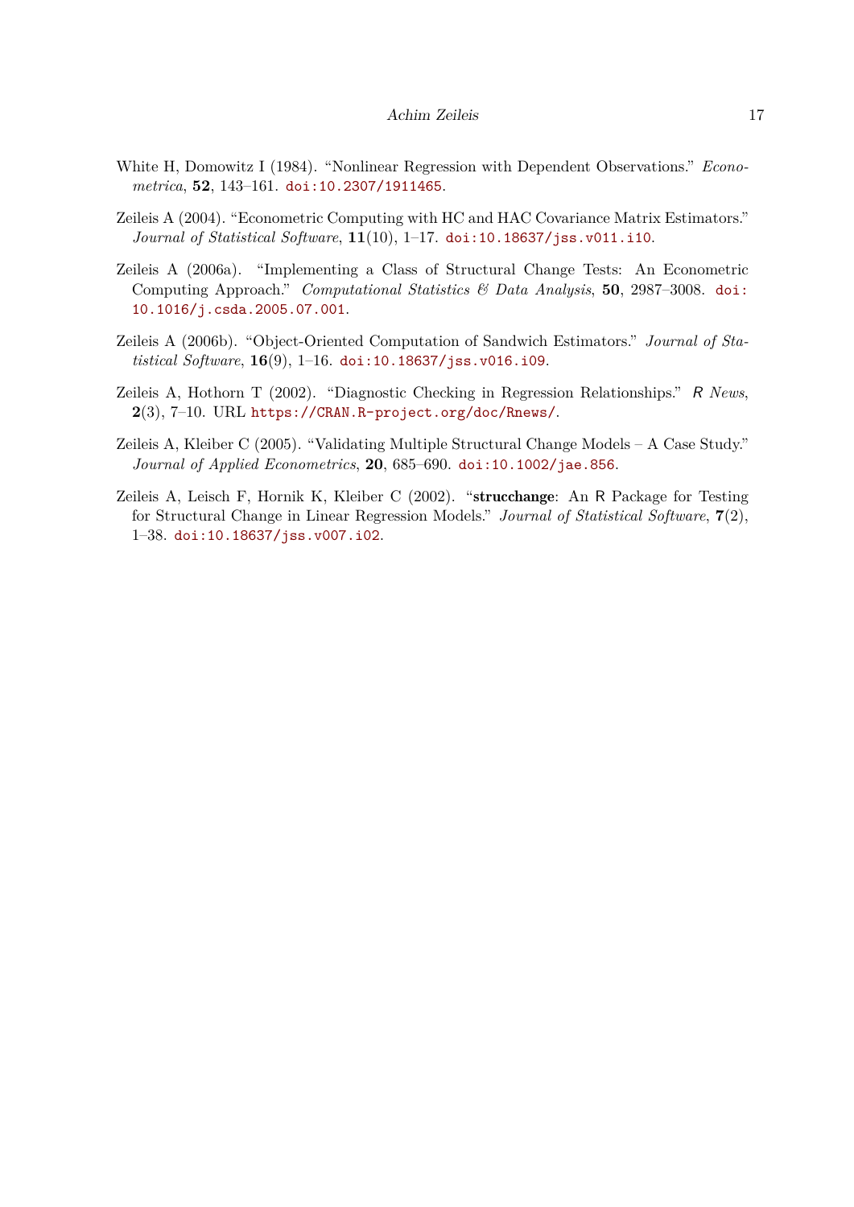White H, Domowitz I (1984). "Nonlinear Regression with Dependent Observations." *Econometrica*, **52**, 143–161. doi:10.2307/1911465.

Zeileis A (2004). "Econometric Computing with HC and HAC Covariance Matrix Estimators." *Journal of Statistical Software*, **11**(10), 1–17. doi:10.18637/jss.v011.i10.

Zeileis A (2006a). "Implementing a Class of Structural Change Tests: An Econometric Computing Approach." *Computational Statistics & Data Analysis*, **50**, 2987–3008. doi:10.1016/j.csda.2005.07.001.

Zeileis A (2006b). "Object-Oriented Computation of Sandwich Estimators." *Journal of Statistical Software*, **16**(9), 1–16. doi:10.18637/jss.v016.i09.

Zeileis A, Hothorn T (2002). "Diagnostic Checking in Regression Relationships." *R News*, **2**(3), 7–10. URL https://CRAN.R-project.org/doc/Rnews/.

Zeileis A, Kleiber C (2005). "Validating Multiple Structural Change Models – A Case Study." *Journal of Applied Econometrics*, **20**, 685–690. doi:10.1002/jae.856.

Zeileis A, Leisch F, Hornik K, Kleiber C (2002). "**strucchange**: An R Package for Testing for Structural Change in Linear Regression Models." *Journal of Statistical Software*, **7**(2), 1–38. doi:10.18637/jss.v007.i02.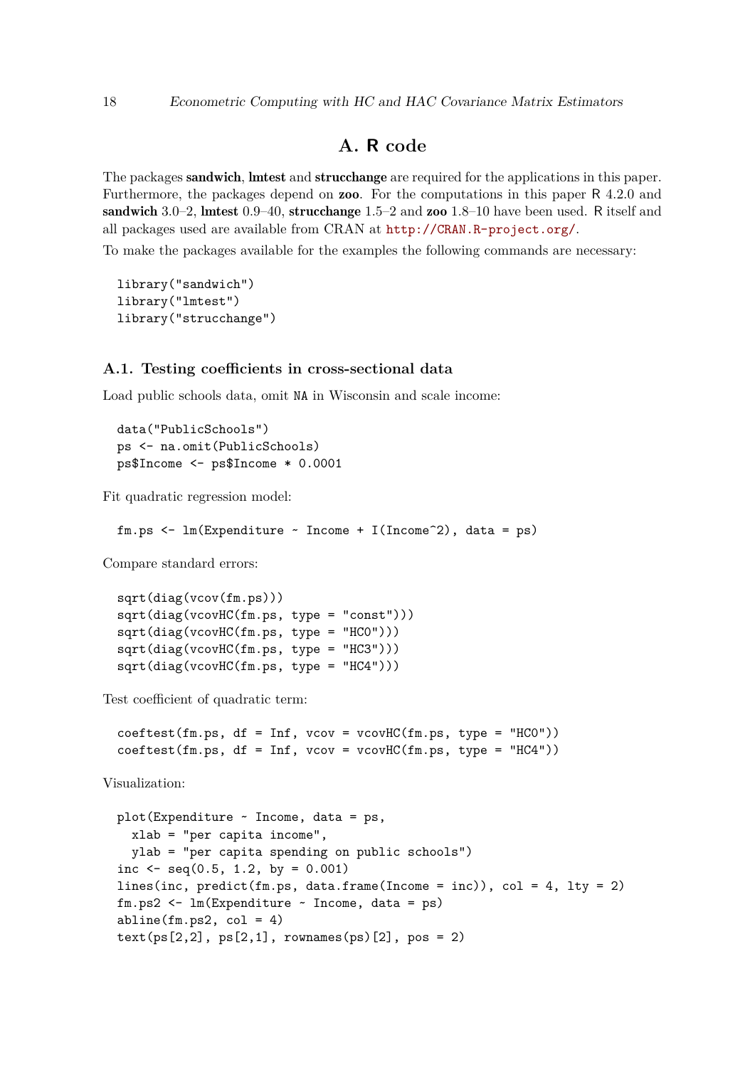# A. R code

The packages **sandwich**, **lmtest** and **strucchange** are required for the applications in this paper. Furthermore, the packages depend on **zoo**. For the computations in this paper R 4.2.0 and **sandwich** 3.0–2, **lmtest** 0.9–40, **strucchange** 1.5–2 and **zoo** 1.8–10 have been used. R itself and all packages used are available from CRAN at http://CRAN.R-project.org/.

To make the packages available for the examples the following commands are necessary:

```
library("sandwich")
library("lmtest")
library("strucchange")
```

## A.1. Testing coefficients in cross-sectional data

Load public schools data, omit `NA` in Wisconsin and scale income:

```
data("PublicSchools")
ps <- na.omit(PublicSchools)
ps$Income <- ps$Income * 0.0001
```

Fit quadratic regression model:

```
fm.ps <- lm(Expenditure ~ Income + I(Income^2), data = ps)
```

Compare standard errors:

```
sqrt(diag(vcov(fm.ps)))
sqrt(diag(vcovHC(fm.ps, type = "const")))
sqrt(diag(vcovHC(fm.ps, type = "HC0")))
sqrt(diag(vcovHC(fm.ps, type = "HC3")))
sqrt(diag(vcovHC(fm.ps, type = "HC4")))
```

Test coefficient of quadratic term:

```
coeftest(fm.ps, df = Inf, vcov = vcovHC(fm.ps, type = "HC0"))
coeftest(fm.ps, df = Inf, vcov = vcovHC(fm.ps, type = "HC4"))
```

Visualization:

```
plot(Expenditure ~ Income, data = ps,
  xlab = "per capita income",
  ylab = "per capita spending on public schools")
inc <- seq(0.5, 1.2, by = 0.001)
lines(inc, predict(fm.ps, data.frame(Income = inc)), col = 4, lty = 2)
fm.ps2 <- lm(Expenditure ~ Income, data = ps)
abline(fm.ps2, col = 4)
text(ps[2,2], ps[2,1], rownames(ps)[2], pos = 2)
```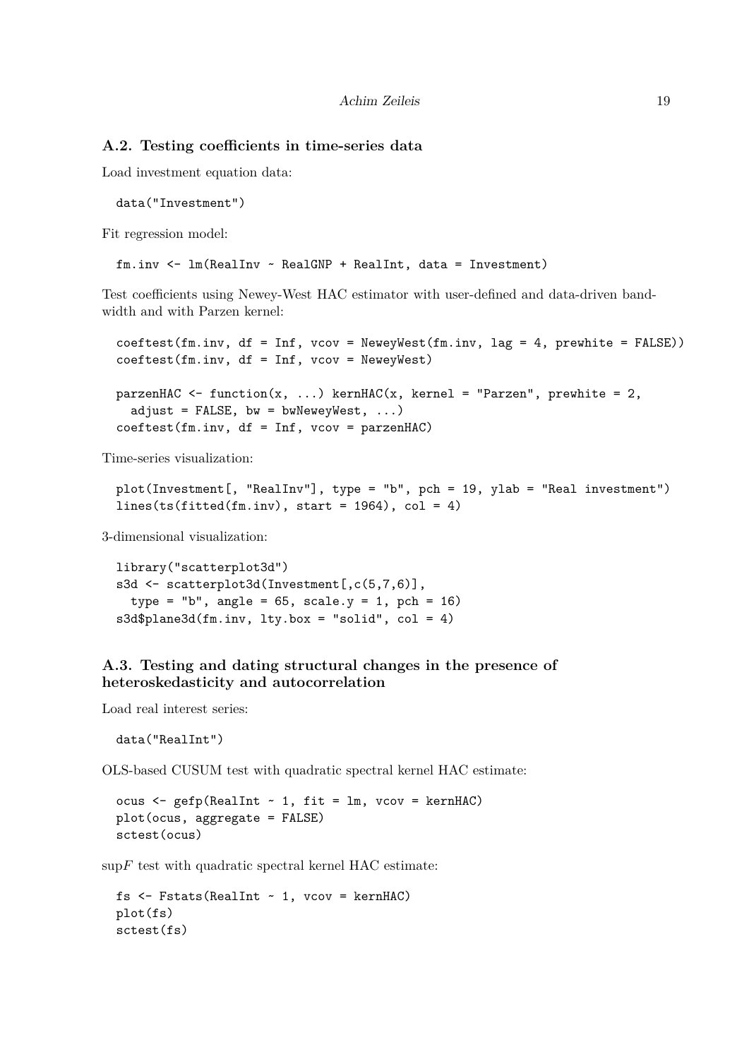### A.2. Testing coefficients in time-series data

Load investment equation data:

```
data("Investment")
```

Fit regression model:

```
fm.inv <- lm(RealInv ~ RealGNP + RealInt, data = Investment)
```

Test coefficients using Newey-West HAC estimator with user-defined and data-driven bandwidth and with Parzen kernel:

```
coeftest(fm.inv, df = Inf, vcov = NeweyWest(fm.inv, lag = 4, prewhite = FALSE))
coeftest(fm.inv, df = Inf, vcov = NeweyWest)

parzenHAC <- function(x, ...) kernHAC(x, kernel = "Parzen", prewhite = 2,
  adjust = FALSE, bw = bwNeweyWest, ...)
coeftest(fm.inv, df = Inf, vcov = parzenHAC)
```

Time-series visualization:

```
plot(Investment[, "RealInv"], type = "b", pch = 19, ylab = "Real investment")
lines(ts(fitted(fm.inv), start = 1964), col = 4)
```

3-dimensional visualization:

```
library("scatterplot3d")
s3d <- scatterplot3d(Investment[,c(5,7,6)],
  type = "b", angle = 65, scale.y = 1, pch = 16)
s3d$plane3d(fm.inv, lty.box = "solid", col = 4)
```

### A.3. Testing and dating structural changes in the presence of heteroskedasticity and autocorrelation

Load real interest series:

```
data("RealInt")
```

OLS-based CUSUM test with quadratic spectral kernel HAC estimate:

```
ocus <- gefp(RealInt ~ 1, fit = lm, vcov = kernHAC)
plot(ocus, aggregate = FALSE)
sctest(ocus)
```

sup$F$ test with quadratic spectral kernel HAC estimate:

```
fs <- Fstats(RealInt ~ 1, vcov = kernHAC)
plot(fs)
sctest(fs)
```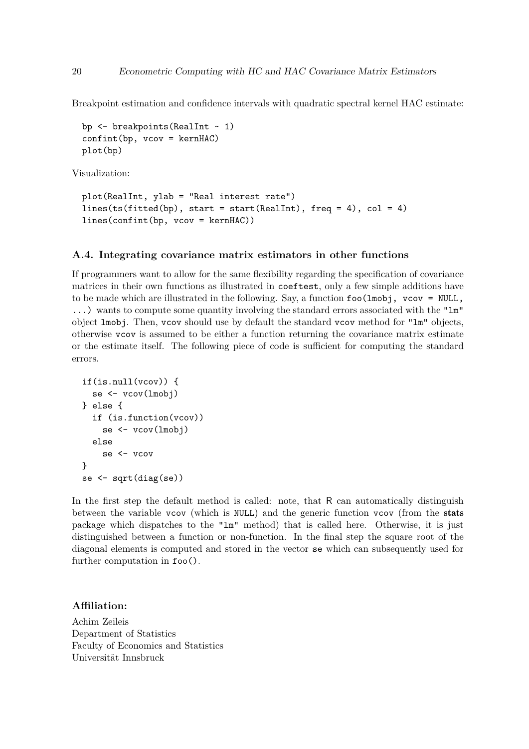Breakpoint estimation and confidence intervals with quadratic spectral kernel HAC estimate:

```
bp <- breakpoints(RealInt ~ 1)
confint(bp, vcov = kernHAC)
plot(bp)
```

Visualization:

```
plot(RealInt, ylab = "Real interest rate")
lines(ts(fitted(bp), start = start(RealInt), freq = 4), col = 4)
lines(confint(bp, vcov = kernHAC))
```

### A.4. Integrating covariance matrix estimators in other functions

If programmers want to allow for the same flexibility regarding the specification of covariance matrices in their own functions as illustrated in `coeftest`, only a few simple additions have to be made which are illustrated in the following. Say, a function `foo(lmobj, vcov = NULL, ...)` wants to compute some quantity involving the standard errors associated with the `"lm"` object `lmobj`. Then, `vcov` should use by default the standard `vcov` method for `"lm"` objects, otherwise `vcov` is assumed to be either a function returning the covariance matrix estimate or the estimate itself. The following piece of code is sufficient for computing the standard errors.

```
if(is.null(vcov)) {
  se <- vcov(lmobj)
} else {
  if (is.function(vcov))
    se <- vcov(lmobj)
  else
    se <- vcov
}
se <- sqrt(diag(se))
```

In the first step the default method is called: note, that R can automatically distinguish between the variable `vcov` (which is `NULL`) and the generic function `vcov` (from the **stats** package which dispatches to the `"lm"` method) that is called here. Otherwise, it is just distinguished between a function or non-function. In the final step the square root of the diagonal elements is computed and stored in the vector `se` which can subsequently used for further computation in `foo()`.

### Affiliation:

Achim Zeileis
Department of Statistics
Faculty of Economics and Statistics
Universität Innsbruck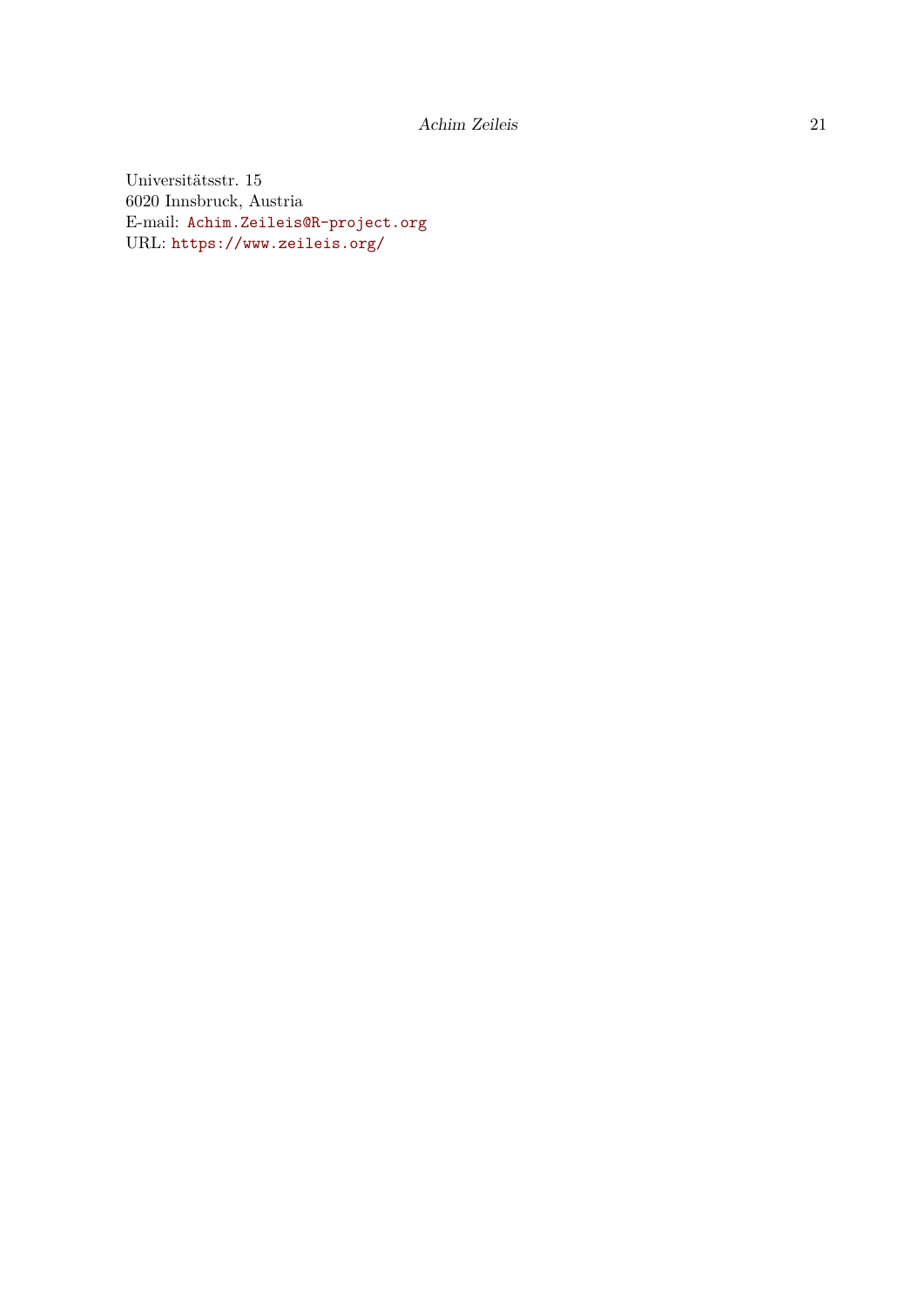Universitätsstr. 15
6020 Innsbruck, Austria
E-mail: Achim.Zeileis@R-project.org
URL: https://www.zeileis.org/